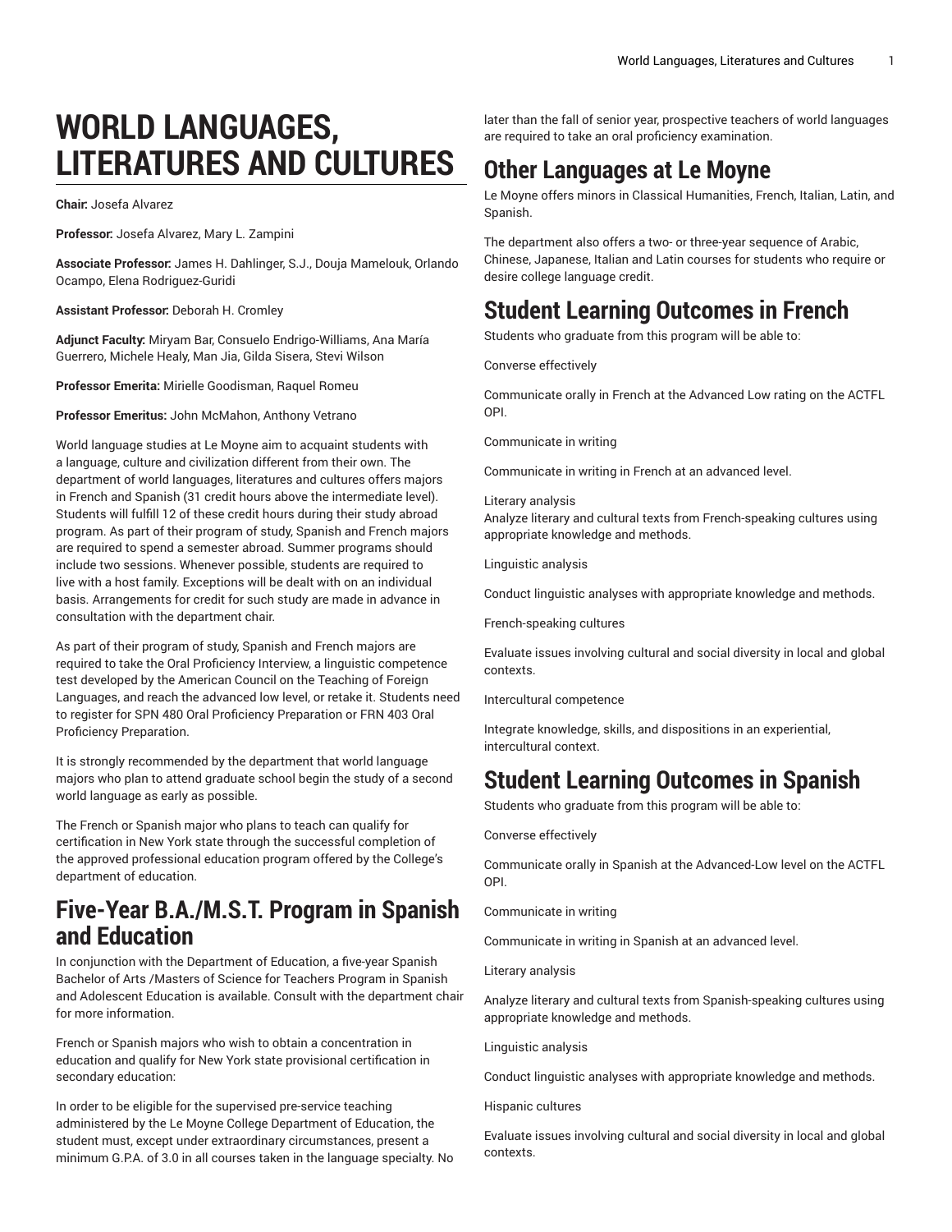# WORLD LANGUAGES, LITERATURES AND CULTURES

**Chair:** Josefa Alvarez

**Professor:** Josefa Alvarez, Mary L. Zampini

**Associate Professor:** James H. Dahlinger, S.J., Douja Mamelouk, Orlando Ocampo, Elena Rodriguez-Guridi

**Assistant Professor:** Deborah H. Cromley

**Adjunct Faculty:** Miryam Bar, Consuelo Endrigo-Williams, Ana María Guerrero, Michele Healy, Man Jia, Gilda Sisera, Stevi Wilson

**Professor Emerita:** Mirielle Goodisman, Raquel Romeu

**Professor Emeritus:** John McMahon, Anthony Vetrano

World language studies at Le Moyne aim to acquaint students with a language, culture and civilization different from their own. The department of world languages, literatures and cultures offers majors in French and Spanish (31 credit hours above the intermediate level). Students will fulfill 12 of these credit hours during their study abroad program. As part of their program of study, Spanish and French majors are required to spend a semester abroad. Summer programs should include two sessions. Whenever possible, students are required to live with a host family. Exceptions will be dealt with on an individual basis. Arrangements for credit for such study are made in advance in consultation with the department chair.

As part of their program of study, Spanish and French majors are required to take the Oral Proficiency Interview, a linguistic competence test developed by the American Council on the Teaching of Foreign Languages, and reach the advanced low level, or retake it. Students need to register for SPN 480 Oral Proficiency Preparation or FRN 403 Oral Proficiency Preparation.

It is strongly recommended by the department that world language majors who plan to attend graduate school begin the study of a second world language as early as possible.

The French or Spanish major who plans to teach can qualify for certification in New York state through the successful completion of the approved professional education program offered by the College's department of education.

## Five-Year B.A./M.S.T. Program in Spanish and Education

In conjunction with the Department of Education, a five-year Spanish Bachelor of Arts /Masters of Science for Teachers Program in Spanish and Adolescent Education is available. Consult with the department chair for more information.

French or Spanish majors who wish to obtain a concentration in education and qualify for New York state provisional certification in secondary education:

In order to be eligible for the supervised pre-service teaching administered by the Le Moyne College Department of Education, the student must, except under extraordinary circumstances, present a minimum G.P.A. of 3.0 in all courses taken in the language specialty. No later than the fall of senior year, prospective teachers of world languages are required to take an oral proficiency examination.

## Other Languages at Le Moyne

Le Moyne offers minors in Classical Humanities, French, Italian, Latin, and Spanish.

The department also offers a two- or three-year sequence of Arabic, Chinese, Japanese, Italian and Latin courses for students who require or desire college language credit.

## Student Learning Outcomes in French

Students who graduate from this program will be able to:

Converse effectively

Communicate orally in French at the Advanced Low rating on the ACTFL OPI.

Communicate in writing

Communicate in writing in French at an advanced level.

Literary analysis
Analyze literary and cultural texts from French-speaking cultures using appropriate knowledge and methods.

Linguistic analysis

Conduct linguistic analyses with appropriate knowledge and methods.

French-speaking cultures

Evaluate issues involving cultural and social diversity in local and global contexts.

Intercultural competence

Integrate knowledge, skills, and dispositions in an experiential, intercultural context.

## Student Learning Outcomes in Spanish

Students who graduate from this program will be able to:

Converse effectively

Communicate orally in Spanish at the Advanced-Low level on the ACTFL OPI.

Communicate in writing

Communicate in writing in Spanish at an advanced level.

Literary analysis

Analyze literary and cultural texts from Spanish-speaking cultures using appropriate knowledge and methods.

Linguistic analysis

Conduct linguistic analyses with appropriate knowledge and methods.

Hispanic cultures

Evaluate issues involving cultural and social diversity in local and global contexts.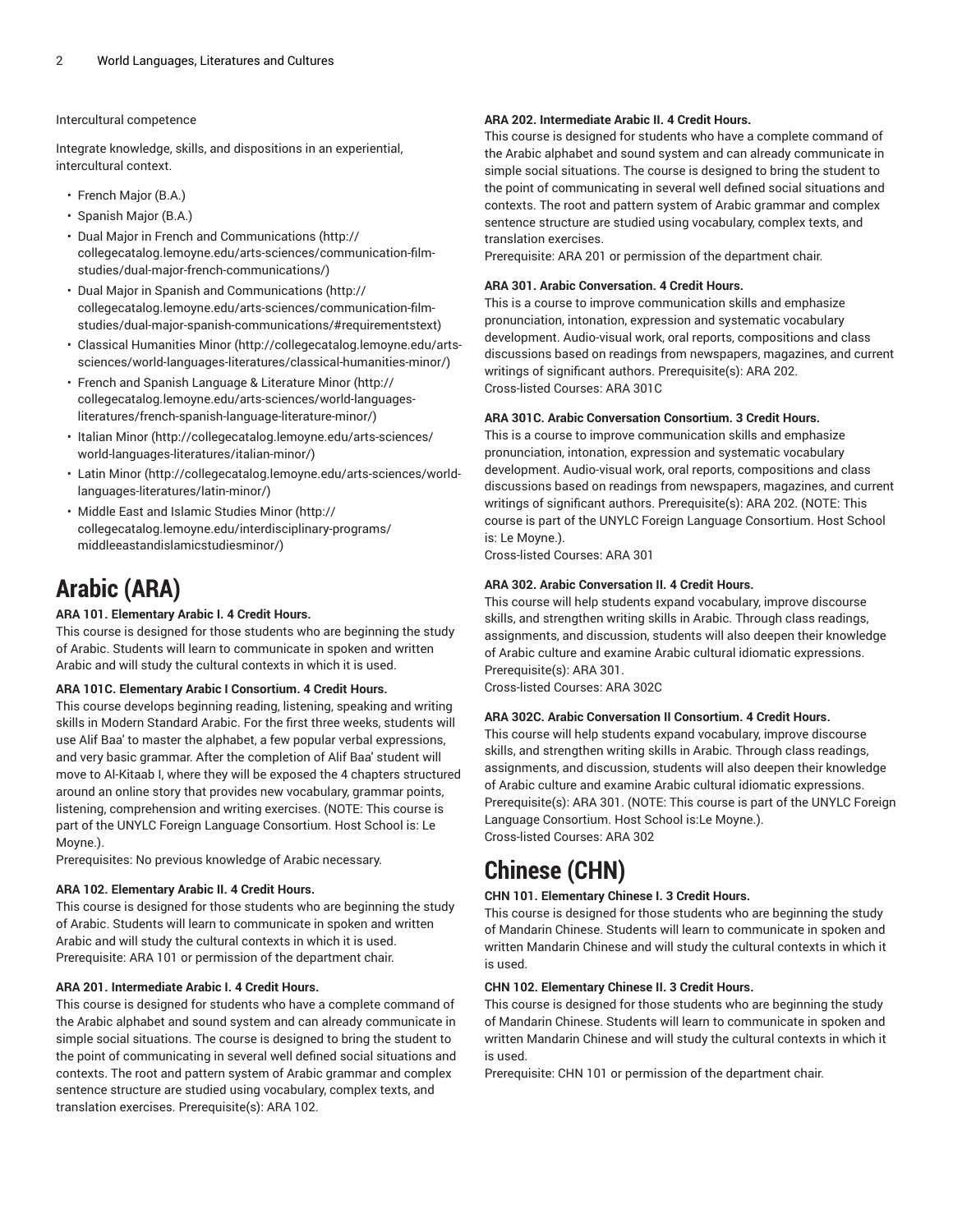Intercultural competence

Integrate knowledge, skills, and dispositions in an experiential, intercultural context.

- French Major (B.A.)
- Spanish Major (B.A.)
- Dual Major in French and Communications (http://collegecatalog.lemoyne.edu/arts-sciences/communication-film-studies/dual-major-french-communications/)
- Dual Major in Spanish and Communications (http://collegecatalog.lemoyne.edu/arts-sciences/communication-film-studies/dual-major-spanish-communications/#requirementstext)
- Classical Humanities Minor (http://collegecatalog.lemoyne.edu/arts-sciences/world-languages-literatures/classical-humanities-minor/)
- French and Spanish Language & Literature Minor (http://collegecatalog.lemoyne.edu/arts-sciences/world-languages-literatures/french-spanish-language-literature-minor/)
- Italian Minor (http://collegecatalog.lemoyne.edu/arts-sciences/world-languages-literatures/italian-minor/)
- Latin Minor (http://collegecatalog.lemoyne.edu/arts-sciences/world-languages-literatures/latin-minor/)
- Middle East and Islamic Studies Minor (http://collegecatalog.lemoyne.edu/interdisciplinary-programs/middleeastandislamicstudiesminor/)

# Arabic (ARA)

**ARA 101. Elementary Arabic I. 4 Credit Hours.**
This course is designed for those students who are beginning the study of Arabic. Students will learn to communicate in spoken and written Arabic and will study the cultural contexts in which it is used.

**ARA 101C. Elementary Arabic I Consortium. 4 Credit Hours.**
This course develops beginning reading, listening, speaking and writing skills in Modern Standard Arabic. For the first three weeks, students will use Alif Baa' to master the alphabet, a few popular verbal expressions, and very basic grammar. After the completion of Alif Baa' student will move to Al-Kitaab I, where they will be exposed the 4 chapters structured around an online story that provides new vocabulary, grammar points, listening, comprehension and writing exercises. (NOTE: This course is part of the UNYLC Foreign Language Consortium. Host School is: Le Moyne.).
Prerequisites: No previous knowledge of Arabic necessary.

**ARA 102. Elementary Arabic II. 4 Credit Hours.**
This course is designed for those students who are beginning the study of Arabic. Students will learn to communicate in spoken and written Arabic and will study the cultural contexts in which it is used.
Prerequisite: ARA 101 or permission of the department chair.

**ARA 201. Intermediate Arabic I. 4 Credit Hours.**
This course is designed for students who have a complete command of the Arabic alphabet and sound system and can already communicate in simple social situations. The course is designed to bring the student to the point of communicating in several well defined social situations and contexts. The root and pattern system of Arabic grammar and complex sentence structure are studied using vocabulary, complex texts, and translation exercises. Prerequisite(s): ARA 102.

**ARA 202. Intermediate Arabic II. 4 Credit Hours.**
This course is designed for students who have a complete command of the Arabic alphabet and sound system and can already communicate in simple social situations. The course is designed to bring the student to the point of communicating in several well defined social situations and contexts. The root and pattern system of Arabic grammar and complex sentence structure are studied using vocabulary, complex texts, and translation exercises.
Prerequisite: ARA 201 or permission of the department chair.

**ARA 301. Arabic Conversation. 4 Credit Hours.**
This is a course to improve communication skills and emphasize pronunciation, intonation, expression and systematic vocabulary development. Audio-visual work, oral reports, compositions and class discussions based on readings from newspapers, magazines, and current writings of significant authors. Prerequisite(s): ARA 202.
Cross-listed Courses: ARA 301C

**ARA 301C. Arabic Conversation Consortium. 3 Credit Hours.**
This is a course to improve communication skills and emphasize pronunciation, intonation, expression and systematic vocabulary development. Audio-visual work, oral reports, compositions and class discussions based on readings from newspapers, magazines, and current writings of significant authors. Prerequisite(s): ARA 202. (NOTE: This course is part of the UNYLC Foreign Language Consortium. Host School is: Le Moyne.).
Cross-listed Courses: ARA 301

**ARA 302. Arabic Conversation II. 4 Credit Hours.**
This course will help students expand vocabulary, improve discourse skills, and strengthen writing skills in Arabic. Through class readings, assignments, and discussion, students will also deepen their knowledge of Arabic culture and examine Arabic cultural idiomatic expressions.
Prerequisite(s): ARA 301.
Cross-listed Courses: ARA 302C

**ARA 302C. Arabic Conversation II Consortium. 4 Credit Hours.**
This course will help students expand vocabulary, improve discourse skills, and strengthen writing skills in Arabic. Through class readings, assignments, and discussion, students will also deepen their knowledge of Arabic culture and examine Arabic cultural idiomatic expressions.
Prerequisite(s): ARA 301. (NOTE: This course is part of the UNYLC Foreign Language Consortium. Host School is:Le Moyne.).
Cross-listed Courses: ARA 302

# Chinese (CHN)

**CHN 101. Elementary Chinese I. 3 Credit Hours.**
This course is designed for those students who are beginning the study of Mandarin Chinese. Students will learn to communicate in spoken and written Mandarin Chinese and will study the cultural contexts in which it is used.

**CHN 102. Elementary Chinese II. 3 Credit Hours.**
This course is designed for those students who are beginning the study of Mandarin Chinese. Students will learn to communicate in spoken and written Mandarin Chinese and will study the cultural contexts in which it is used.
Prerequisite: CHN 101 or permission of the department chair.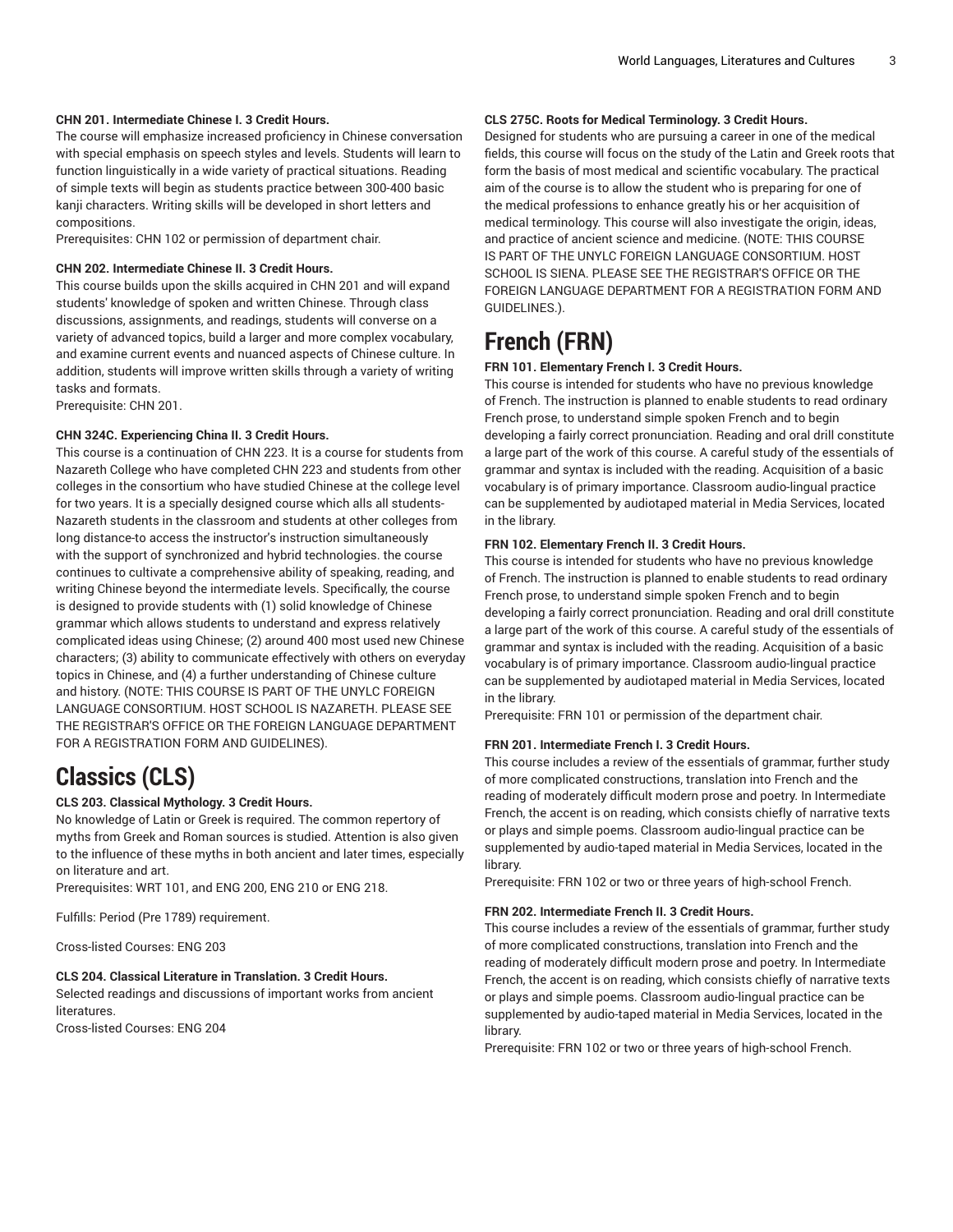**CHN 201. Intermediate Chinese I. 3 Credit Hours.**
The course will emphasize increased proficiency in Chinese conversation with special emphasis on speech styles and levels. Students will learn to function linguistically in a wide variety of practical situations. Reading of simple texts will begin as students practice between 300-400 basic kanji characters. Writing skills will be developed in short letters and compositions.
Prerequisites: CHN 102 or permission of department chair.

**CHN 202. Intermediate Chinese II. 3 Credit Hours.**
This course builds upon the skills acquired in CHN 201 and will expand students' knowledge of spoken and written Chinese. Through class discussions, assignments, and readings, students will converse on a variety of advanced topics, build a larger and more complex vocabulary, and examine current events and nuanced aspects of Chinese culture. In addition, students will improve written skills through a variety of writing tasks and formats.
Prerequisite: CHN 201.

**CHN 324C. Experiencing China II. 3 Credit Hours.**
This course is a continuation of CHN 223. It is a course for students from Nazareth College who have completed CHN 223 and students from other colleges in the consortium who have studied Chinese at the college level for two years. It is a specially designed course which alls all students-Nazareth students in the classroom and students at other colleges from long distance-to access the instructor's instruction simultaneously with the support of synchronized and hybrid technologies. the course continues to cultivate a comprehensive ability of speaking, reading, and writing Chinese beyond the intermediate levels. Specifically, the course is designed to provide students with (1) solid knowledge of Chinese grammar which allows students to understand and express relatively complicated ideas using Chinese; (2) around 400 most used new Chinese characters; (3) ability to communicate effectively with others on everyday topics in Chinese, and (4) a further understanding of Chinese culture and history. (NOTE: THIS COURSE IS PART OF THE UNYLC FOREIGN LANGUAGE CONSORTIUM. HOST SCHOOL IS NAZARETH. PLEASE SEE THE REGISTRAR'S OFFICE OR THE FOREIGN LANGUAGE DEPARTMENT FOR A REGISTRATION FORM AND GUIDELINES).

# Classics (CLS)

**CLS 203. Classical Mythology. 3 Credit Hours.**
No knowledge of Latin or Greek is required. The common repertory of myths from Greek and Roman sources is studied. Attention is also given to the influence of these myths in both ancient and later times, especially on literature and art.
Prerequisites: WRT 101, and ENG 200, ENG 210 or ENG 218.

Fulfills: Period (Pre 1789) requirement.

Cross-listed Courses: ENG 203

**CLS 204. Classical Literature in Translation. 3 Credit Hours.**
Selected readings and discussions of important works from ancient literatures.
Cross-listed Courses: ENG 204

**CLS 275C. Roots for Medical Terminology. 3 Credit Hours.**
Designed for students who are pursuing a career in one of the medical fields, this course will focus on the study of the Latin and Greek roots that form the basis of most medical and scientific vocabulary. The practical aim of the course is to allow the student who is preparing for one of the medical professions to enhance greatly his or her acquisition of medical terminology. This course will also investigate the origin, ideas, and practice of ancient science and medicine. (NOTE: THIS COURSE IS PART OF THE UNYLC FOREIGN LANGUAGE CONSORTIUM. HOST SCHOOL IS SIENA. PLEASE SEE THE REGISTRAR'S OFFICE OR THE FOREIGN LANGUAGE DEPARTMENT FOR A REGISTRATION FORM AND GUIDELINES.).

# French (FRN)

**FRN 101. Elementary French I. 3 Credit Hours.**
This course is intended for students who have no previous knowledge of French. The instruction is planned to enable students to read ordinary French prose, to understand simple spoken French and to begin developing a fairly correct pronunciation. Reading and oral drill constitute a large part of the work of this course. A careful study of the essentials of grammar and syntax is included with the reading. Acquisition of a basic vocabulary is of primary importance. Classroom audio-lingual practice can be supplemented by audiotaped material in Media Services, located in the library.

**FRN 102. Elementary French II. 3 Credit Hours.**
This course is intended for students who have no previous knowledge of French. The instruction is planned to enable students to read ordinary French prose, to understand simple spoken French and to begin developing a fairly correct pronunciation. Reading and oral drill constitute a large part of the work of this course. A careful study of the essentials of grammar and syntax is included with the reading. Acquisition of a basic vocabulary is of primary importance. Classroom audio-lingual practice can be supplemented by audiotaped material in Media Services, located in the library.
Prerequisite: FRN 101 or permission of the department chair.

**FRN 201. Intermediate French I. 3 Credit Hours.**
This course includes a review of the essentials of grammar, further study of more complicated constructions, translation into French and the reading of moderately difficult modern prose and poetry. In Intermediate French, the accent is on reading, which consists chiefly of narrative texts or plays and simple poems. Classroom audio-lingual practice can be supplemented by audio-taped material in Media Services, located in the library.
Prerequisite: FRN 102 or two or three years of high-school French.

**FRN 202. Intermediate French II. 3 Credit Hours.**
This course includes a review of the essentials of grammar, further study of more complicated constructions, translation into French and the reading of moderately difficult modern prose and poetry. In Intermediate French, the accent is on reading, which consists chiefly of narrative texts or plays and simple poems. Classroom audio-lingual practice can be supplemented by audio-taped material in Media Services, located in the library.
Prerequisite: FRN 102 or two or three years of high-school French.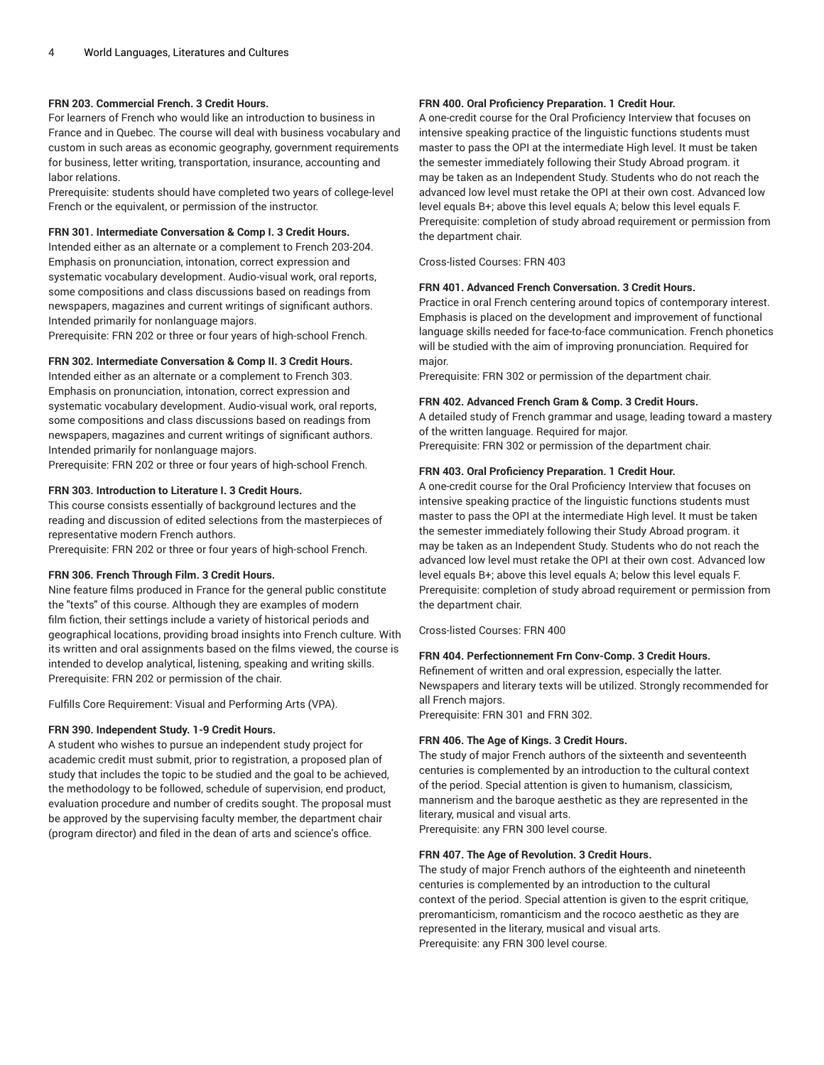**FRN 203. Commercial French. 3 Credit Hours.**

For learners of French who would like an introduction to business in France and in Quebec. The course will deal with business vocabulary and custom in such areas as economic geography, government requirements for business, letter writing, transportation, insurance, accounting and labor relations.

Prerequisite: students should have completed two years of college-level French or the equivalent, or permission of the instructor.

**FRN 301. Intermediate Conversation & Comp I. 3 Credit Hours.**

Intended either as an alternate or a complement to French 203-204. Emphasis on pronunciation, intonation, correct expression and systematic vocabulary development. Audio-visual work, oral reports, some compositions and class discussions based on readings from newspapers, magazines and current writings of significant authors. Intended primarily for nonlanguage majors.

Prerequisite: FRN 202 or three or four years of high-school French.

**FRN 302. Intermediate Conversation & Comp II. 3 Credit Hours.**

Intended either as an alternate or a complement to French 303. Emphasis on pronunciation, intonation, correct expression and systematic vocabulary development. Audio-visual work, oral reports, some compositions and class discussions based on readings from newspapers, magazines and current writings of significant authors. Intended primarily for nonlanguage majors.

Prerequisite: FRN 202 or three or four years of high-school French.

**FRN 303. Introduction to Literature I. 3 Credit Hours.**

This course consists essentially of background lectures and the reading and discussion of edited selections from the masterpieces of representative modern French authors.

Prerequisite: FRN 202 or three or four years of high-school French.

**FRN 306. French Through Film. 3 Credit Hours.**

Nine feature films produced in France for the general public constitute the "texts" of this course. Although they are examples of modern film fiction, their settings include a variety of historical periods and geographical locations, providing broad insights into French culture. With its written and oral assignments based on the films viewed, the course is intended to develop analytical, listening, speaking and writing skills.

Prerequisite: FRN 202 or permission of the chair.

Fulfills Core Requirement: Visual and Performing Arts (VPA).

**FRN 390. Independent Study. 1-9 Credit Hours.**

A student who wishes to pursue an independent study project for academic credit must submit, prior to registration, a proposed plan of study that includes the topic to be studied and the goal to be achieved, the methodology to be followed, schedule of supervision, end product, evaluation procedure and number of credits sought. The proposal must be approved by the supervising faculty member, the department chair (program director) and filed in the dean of arts and science's office.

**FRN 400. Oral Proficiency Preparation. 1 Credit Hour.**

A one-credit course for the Oral Proficiency Interview that focuses on intensive speaking practice of the linguistic functions students must master to pass the OPI at the intermediate High level. It must be taken the semester immediately following their Study Abroad program. it may be taken as an Independent Study. Students who do not reach the advanced low level must retake the OPI at their own cost. Advanced low level equals B+; above this level equals A; below this level equals F.

Prerequisite: completion of study abroad requirement or permission from the department chair.

Cross-listed Courses: FRN 403

**FRN 401. Advanced French Conversation. 3 Credit Hours.**

Practice in oral French centering around topics of contemporary interest. Emphasis is placed on the development and improvement of functional language skills needed for face-to-face communication. French phonetics will be studied with the aim of improving pronunciation. Required for major.

Prerequisite: FRN 302 or permission of the department chair.

**FRN 402. Advanced French Gram & Comp. 3 Credit Hours.**

A detailed study of French grammar and usage, leading toward a mastery of the written language. Required for major.

Prerequisite: FRN 302 or permission of the department chair.

**FRN 403. Oral Proficiency Preparation. 1 Credit Hour.**

A one-credit course for the Oral Proficiency Interview that focuses on intensive speaking practice of the linguistic functions students must master to pass the OPI at the intermediate High level. It must be taken the semester immediately following their Study Abroad program. it may be taken as an Independent Study. Students who do not reach the advanced low level must retake the OPI at their own cost. Advanced low level equals B+; above this level equals A; below this level equals F.

Prerequisite: completion of study abroad requirement or permission from the department chair.

Cross-listed Courses: FRN 400

**FRN 404. Perfectionnement Frn Conv-Comp. 3 Credit Hours.**

Refinement of written and oral expression, especially the latter. Newspapers and literary texts will be utilized. Strongly recommended for all French majors.

Prerequisite: FRN 301 and FRN 302.

**FRN 406. The Age of Kings. 3 Credit Hours.**

The study of major French authors of the sixteenth and seventeenth centuries is complemented by an introduction to the cultural context of the period. Special attention is given to humanism, classicism, mannerism and the baroque aesthetic as they are represented in the literary, musical and visual arts.

Prerequisite: any FRN 300 level course.

**FRN 407. The Age of Revolution. 3 Credit Hours.**

The study of major French authors of the eighteenth and nineteenth centuries is complemented by an introduction to the cultural context of the period. Special attention is given to the esprit critique, preromanticism, romanticism and the rococo aesthetic as they are represented in the literary, musical and visual arts.

Prerequisite: any FRN 300 level course.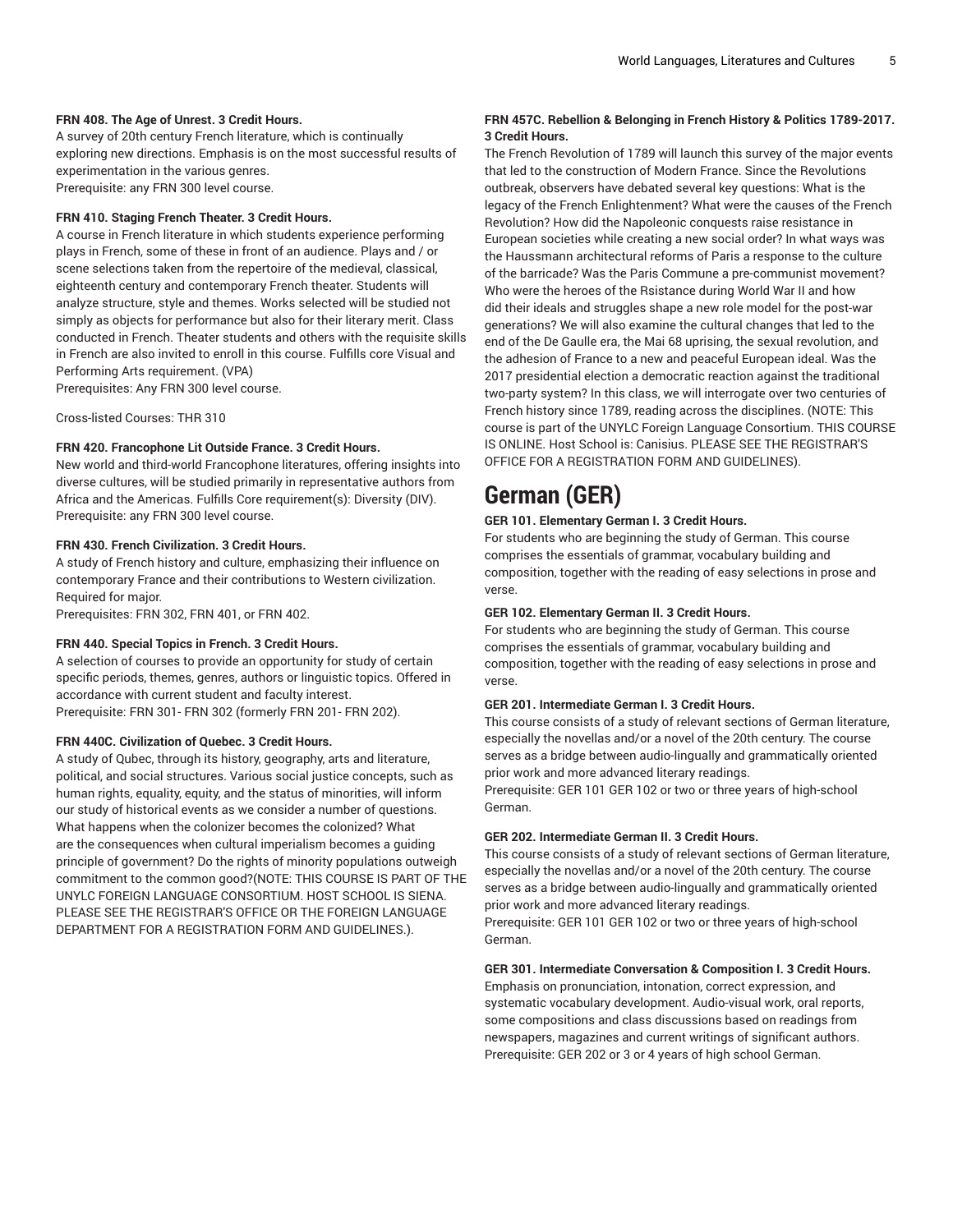**FRN 408. The Age of Unrest. 3 Credit Hours.**

A survey of 20th century French literature, which is continually exploring new directions. Emphasis is on the most successful results of experimentation in the various genres.
Prerequisite: any FRN 300 level course.

**FRN 410. Staging French Theater. 3 Credit Hours.**

A course in French literature in which students experience performing plays in French, some of these in front of an audience. Plays and / or scene selections taken from the repertoire of the medieval, classical, eighteenth century and contemporary French theater. Students will analyze structure, style and themes. Works selected will be studied not simply as objects for performance but also for their literary merit. Class conducted in French. Theater students and others with the requisite skills in French are also invited to enroll in this course. Fulfills core Visual and Performing Arts requirement. (VPA)
Prerequisites: Any FRN 300 level course.

Cross-listed Courses: THR 310

**FRN 420. Francophone Lit Outside France. 3 Credit Hours.**

New world and third-world Francophone literatures, offering insights into diverse cultures, will be studied primarily in representative authors from Africa and the Americas. Fulfills Core requirement(s): Diversity (DIV).
Prerequisite: any FRN 300 level course.

**FRN 430. French Civilization. 3 Credit Hours.**

A study of French history and culture, emphasizing their influence on contemporary France and their contributions to Western civilization. Required for major.
Prerequisites: FRN 302, FRN 401, or FRN 402.

**FRN 440. Special Topics in French. 3 Credit Hours.**

A selection of courses to provide an opportunity for study of certain specific periods, themes, genres, authors or linguistic topics. Offered in accordance with current student and faculty interest.
Prerequisite: FRN 301- FRN 302 (formerly FRN 201- FRN 202).

**FRN 440C. Civilization of Quebec. 3 Credit Hours.**

A study of Qubec, through its history, geography, arts and literature, political, and social structures. Various social justice concepts, such as human rights, equality, equity, and the status of minorities, will inform our study of historical events as we consider a number of questions. What happens when the colonizer becomes the colonized? What are the consequences when cultural imperialism becomes a guiding principle of government? Do the rights of minority populations outweigh commitment to the common good?(NOTE: THIS COURSE IS PART OF THE UNYLC FOREIGN LANGUAGE CONSORTIUM. HOST SCHOOL IS SIENA. PLEASE SEE THE REGISTRAR'S OFFICE OR THE FOREIGN LANGUAGE DEPARTMENT FOR A REGISTRATION FORM AND GUIDELINES.).

**FRN 457C. Rebellion & Belonging in French History & Politics 1789-2017. 3 Credit Hours.**

The French Revolution of 1789 will launch this survey of the major events that led to the construction of Modern France. Since the Revolutions outbreak, observers have debated several key questions: What is the legacy of the French Enlightenment? What were the causes of the French Revolution? How did the Napoleonic conquests raise resistance in European societies while creating a new social order? In what ways was the Haussmann architectural reforms of Paris a response to the culture of the barricade? Was the Paris Commune a pre-communist movement? Who were the heroes of the Rsistance during World War II and how did their ideals and struggles shape a new role model for the post-war generations? We will also examine the cultural changes that led to the end of the De Gaulle era, the Mai 68 uprising, the sexual revolution, and the adhesion of France to a new and peaceful European ideal. Was the 2017 presidential election a democratic reaction against the traditional two-party system? In this class, we will interrogate over two centuries of French history since 1789, reading across the disciplines. (NOTE: This course is part of the UNYLC Foreign Language Consortium. THIS COURSE IS ONLINE. Host School is: Canisius. PLEASE SEE THE REGISTRAR'S OFFICE FOR A REGISTRATION FORM AND GUIDELINES).

# German (GER)

**GER 101. Elementary German I. 3 Credit Hours.**

For students who are beginning the study of German. This course comprises the essentials of grammar, vocabulary building and composition, together with the reading of easy selections in prose and verse.

**GER 102. Elementary German II. 3 Credit Hours.**

For students who are beginning the study of German. This course comprises the essentials of grammar, vocabulary building and composition, together with the reading of easy selections in prose and verse.

**GER 201. Intermediate German I. 3 Credit Hours.**

This course consists of a study of relevant sections of German literature, especially the novellas and/or a novel of the 20th century. The course serves as a bridge between audio-lingually and grammatically oriented prior work and more advanced literary readings.
Prerequisite: GER 101 GER 102 or two or three years of high-school German.

**GER 202. Intermediate German II. 3 Credit Hours.**

This course consists of a study of relevant sections of German literature, especially the novellas and/or a novel of the 20th century. The course serves as a bridge between audio-lingually and grammatically oriented prior work and more advanced literary readings.
Prerequisite: GER 101 GER 102 or two or three years of high-school German.

**GER 301. Intermediate Conversation & Composition I. 3 Credit Hours.**

Emphasis on pronunciation, intonation, correct expression, and systematic vocabulary development. Audio-visual work, oral reports, some compositions and class discussions based on readings from newspapers, magazines and current writings of significant authors.
Prerequisite: GER 202 or 3 or 4 years of high school German.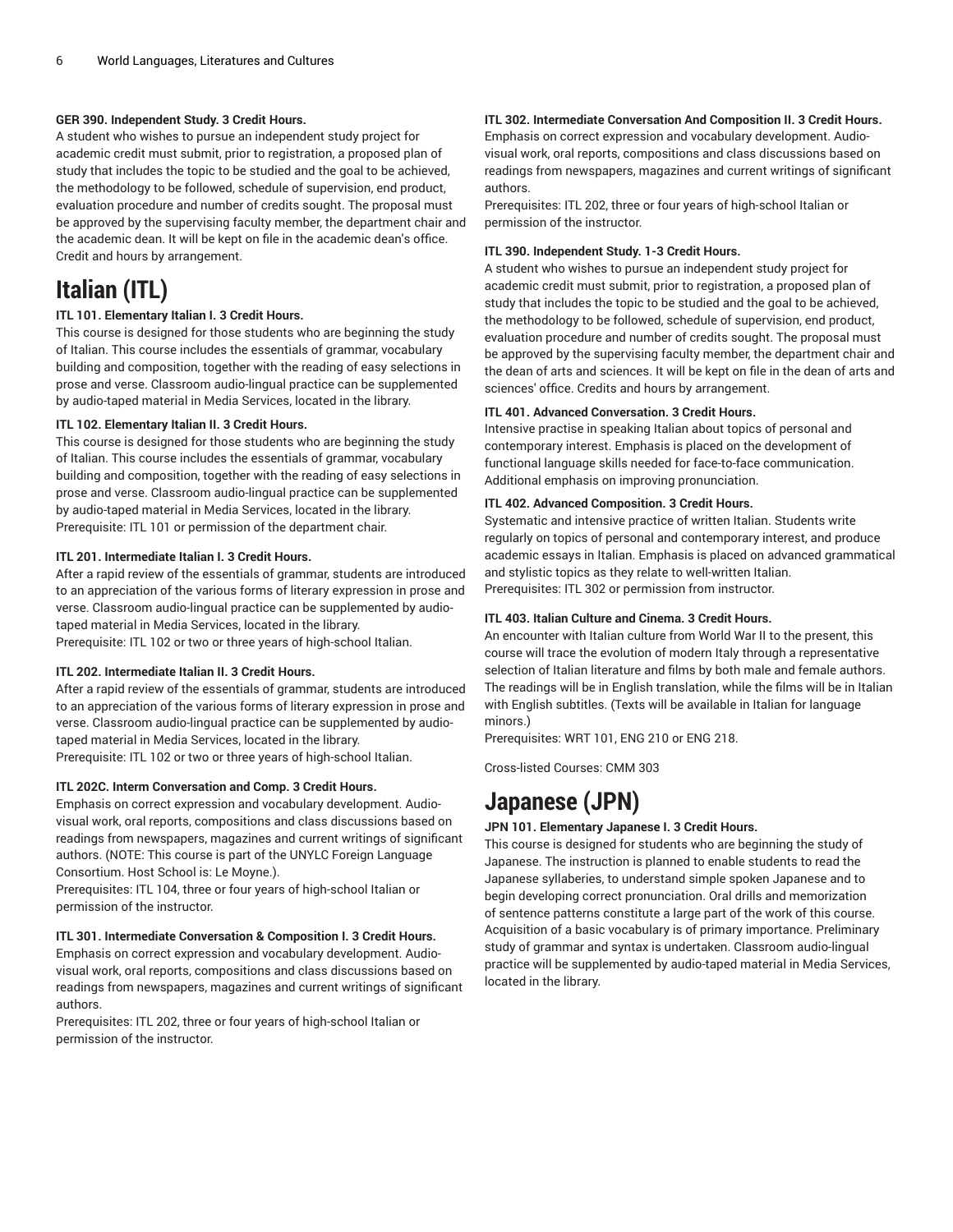**GER 390. Independent Study. 3 Credit Hours.**
A student who wishes to pursue an independent study project for academic credit must submit, prior to registration, a proposed plan of study that includes the topic to be studied and the goal to be achieved, the methodology to be followed, schedule of supervision, end product, evaluation procedure and number of credits sought. The proposal must be approved by the supervising faculty member, the department chair and the academic dean. It will be kept on file in the academic dean's office. Credit and hours by arrangement.

# Italian (ITL)

**ITL 101. Elementary Italian I. 3 Credit Hours.**
This course is designed for those students who are beginning the study of Italian. This course includes the essentials of grammar, vocabulary building and composition, together with the reading of easy selections in prose and verse. Classroom audio-lingual practice can be supplemented by audio-taped material in Media Services, located in the library.

**ITL 102. Elementary Italian II. 3 Credit Hours.**
This course is designed for those students who are beginning the study of Italian. This course includes the essentials of grammar, vocabulary building and composition, together with the reading of easy selections in prose and verse. Classroom audio-lingual practice can be supplemented by audio-taped material in Media Services, located in the library.
Prerequisite: ITL 101 or permission of the department chair.

**ITL 201. Intermediate Italian I. 3 Credit Hours.**
After a rapid review of the essentials of grammar, students are introduced to an appreciation of the various forms of literary expression in prose and verse. Classroom audio-lingual practice can be supplemented by audio-taped material in Media Services, located in the library.
Prerequisite: ITL 102 or two or three years of high-school Italian.

**ITL 202. Intermediate Italian II. 3 Credit Hours.**
After a rapid review of the essentials of grammar, students are introduced to an appreciation of the various forms of literary expression in prose and verse. Classroom audio-lingual practice can be supplemented by audio-taped material in Media Services, located in the library.
Prerequisite: ITL 102 or two or three years of high-school Italian.

**ITL 202C. Interm Conversation and Comp. 3 Credit Hours.**
Emphasis on correct expression and vocabulary development. Audio-visual work, oral reports, compositions and class discussions based on readings from newspapers, magazines and current writings of significant authors. (NOTE: This course is part of the UNYLC Foreign Language Consortium. Host School is: Le Moyne.).
Prerequisites: ITL 104, three or four years of high-school Italian or permission of the instructor.

**ITL 301. Intermediate Conversation & Composition I. 3 Credit Hours.**
Emphasis on correct expression and vocabulary development. Audio-visual work, oral reports, compositions and class discussions based on readings from newspapers, magazines and current writings of significant authors.
Prerequisites: ITL 202, three or four years of high-school Italian or permission of the instructor.

**ITL 302. Intermediate Conversation And Composition II. 3 Credit Hours.**
Emphasis on correct expression and vocabulary development. Audio-visual work, oral reports, compositions and class discussions based on readings from newspapers, magazines and current writings of significant authors.
Prerequisites: ITL 202, three or four years of high-school Italian or permission of the instructor.

**ITL 390. Independent Study. 1-3 Credit Hours.**
A student who wishes to pursue an independent study project for academic credit must submit, prior to registration, a proposed plan of study that includes the topic to be studied and the goal to be achieved, the methodology to be followed, schedule of supervision, end product, evaluation procedure and number of credits sought. The proposal must be approved by the supervising faculty member, the department chair and the dean of arts and sciences. It will be kept on file in the dean of arts and sciences' office. Credits and hours by arrangement.

**ITL 401. Advanced Conversation. 3 Credit Hours.**
Intensive practise in speaking Italian about topics of personal and contemporary interest. Emphasis is placed on the development of functional language skills needed for face-to-face communication. Additional emphasis on improving pronunciation.

**ITL 402. Advanced Composition. 3 Credit Hours.**
Systematic and intensive practice of written Italian. Students write regularly on topics of personal and contemporary interest, and produce academic essays in Italian. Emphasis is placed on advanced grammatical and stylistic topics as they relate to well-written Italian.
Prerequisites: ITL 302 or permission from instructor.

**ITL 403. Italian Culture and Cinema. 3 Credit Hours.**
An encounter with Italian culture from World War II to the present, this course will trace the evolution of modern Italy through a representative selection of Italian literature and films by both male and female authors. The readings will be in English translation, while the films will be in Italian with English subtitles. (Texts will be available in Italian for language minors.)
Prerequisites: WRT 101, ENG 210 or ENG 218.

Cross-listed Courses: CMM 303

# Japanese (JPN)

**JPN 101. Elementary Japanese I. 3 Credit Hours.**
This course is designed for students who are beginning the study of Japanese. The instruction is planned to enable students to read the Japanese syllaberies, to understand simple spoken Japanese and to begin developing correct pronunciation. Oral drills and memorization of sentence patterns constitute a large part of the work of this course. Acquisition of a basic vocabulary is of primary importance. Preliminary study of grammar and syntax is undertaken. Classroom audio-lingual practice will be supplemented by audio-taped material in Media Services, located in the library.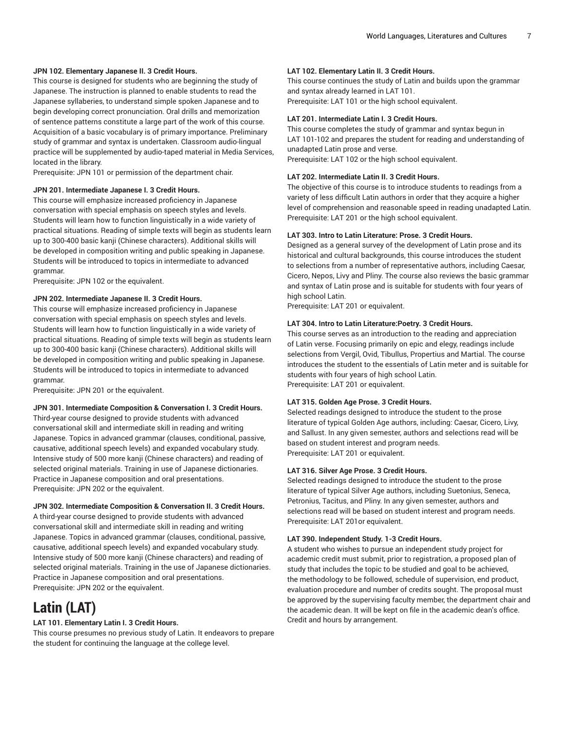**JPN 102. Elementary Japanese II. 3 Credit Hours.**

This course is designed for students who are beginning the study of Japanese. The instruction is planned to enable students to read the Japanese syllaberies, to understand simple spoken Japanese and to begin developing correct pronunciation. Oral drills and memorization of sentence patterns constitute a large part of the work of this course. Acquisition of a basic vocabulary is of primary importance. Preliminary study of grammar and syntax is undertaken. Classroom audio-lingual practice will be supplemented by audio-taped material in Media Services, located in the library.

Prerequisite: JPN 101 or permission of the department chair.

**JPN 201. Intermediate Japanese I. 3 Credit Hours.**

This course will emphasize increased proficiency in Japanese conversation with special emphasis on speech styles and levels. Students will learn how to function linguistically in a wide variety of practical situations. Reading of simple texts will begin as students learn up to 300-400 basic kanji (Chinese characters). Additional skills will be developed in composition writing and public speaking in Japanese. Students will be introduced to topics in intermediate to advanced grammar.

Prerequisite: JPN 102 or the equivalent.

**JPN 202. Intermediate Japanese II. 3 Credit Hours.**

This course will emphasize increased proficiency in Japanese conversation with special emphasis on speech styles and levels. Students will learn how to function linguistically in a wide variety of practical situations. Reading of simple texts will begin as students learn up to 300-400 basic kanji (Chinese characters). Additional skills will be developed in composition writing and public speaking in Japanese. Students will be introduced to topics in intermediate to advanced grammar.

Prerequisite: JPN 201 or the equivalent.

**JPN 301. Intermediate Composition & Conversation I. 3 Credit Hours.**

Third-year course designed to provide students with advanced conversational skill and intermediate skill in reading and writing Japanese. Topics in advanced grammar (clauses, conditional, passive, causative, additional speech levels) and expanded vocabulary study. Intensive study of 500 more kanji (Chinese characters) and reading of selected original materials. Training in use of Japanese dictionaries. Practice in Japanese composition and oral presentations.

Prerequisite: JPN 202 or the equivalent.

**JPN 302. Intermediate Composition & Conversation II. 3 Credit Hours.**

A third-year course designed to provide students with advanced conversational skill and intermediate skill in reading and writing Japanese. Topics in advanced grammar (clauses, conditional, passive, causative, additional speech levels) and expanded vocabulary study. Intensive study of 500 more kanji (Chinese characters) and reading of selected original materials. Training in the use of Japanese dictionaries. Practice in Japanese composition and oral presentations.

Prerequisite: JPN 202 or the equivalent.

# Latin (LAT)

**LAT 101. Elementary Latin I. 3 Credit Hours.**

This course presumes no previous study of Latin. It endeavors to prepare the student for continuing the language at the college level.

**LAT 102. Elementary Latin II. 3 Credit Hours.**

This course continues the study of Latin and builds upon the grammar and syntax already learned in LAT 101.

Prerequisite: LAT 101 or the high school equivalent.

**LAT 201. Intermediate Latin I. 3 Credit Hours.**

This course completes the study of grammar and syntax begun in LAT 101-102 and prepares the student for reading and understanding of unadapted Latin prose and verse.

Prerequisite: LAT 102 or the high school equivalent.

**LAT 202. Intermediate Latin II. 3 Credit Hours.**

The objective of this course is to introduce students to readings from a variety of less difficult Latin authors in order that they acquire a higher level of comprehension and reasonable speed in reading unadapted Latin.

Prerequisite: LAT 201 or the high school equivalent.

**LAT 303. Intro to Latin Literature: Prose. 3 Credit Hours.**

Designed as a general survey of the development of Latin prose and its historical and cultural backgrounds, this course introduces the student to selections from a number of representative authors, including Caesar, Cicero, Nepos, Livy and Pliny. The course also reviews the basic grammar and syntax of Latin prose and is suitable for students with four years of high school Latin.

Prerequisite: LAT 201 or equivalent.

**LAT 304. Intro to Latin Literature:Poetry. 3 Credit Hours.**

This course serves as an introduction to the reading and appreciation of Latin verse. Focusing primarily on epic and elegy, readings include selections from Vergil, Ovid, Tibullus, Propertius and Martial. The course introduces the student to the essentials of Latin meter and is suitable for students with four years of high school Latin.

Prerequisite: LAT 201 or equivalent.

**LAT 315. Golden Age Prose. 3 Credit Hours.**

Selected readings designed to introduce the student to the prose literature of typical Golden Age authors, including: Caesar, Cicero, Livy, and Sallust. In any given semester, authors and selections read will be based on student interest and program needs.

Prerequisite: LAT 201 or equivalent.

**LAT 316. Silver Age Prose. 3 Credit Hours.**

Selected readings designed to introduce the student to the prose literature of typical Silver Age authors, including Suetonius, Seneca, Petronius, Tacitus, and Pliny. In any given semester, authors and selections read will be based on student interest and program needs.

Prerequisite: LAT 201or equivalent.

**LAT 390. Independent Study. 1-3 Credit Hours.**

A student who wishes to pursue an independent study project for academic credit must submit, prior to registration, a proposed plan of study that includes the topic to be studied and goal to be achieved, the methodology to be followed, schedule of supervision, end product, evaluation procedure and number of credits sought. The proposal must be approved by the supervising faculty member, the department chair and the academic dean. It will be kept on file in the academic dean's office. Credit and hours by arrangement.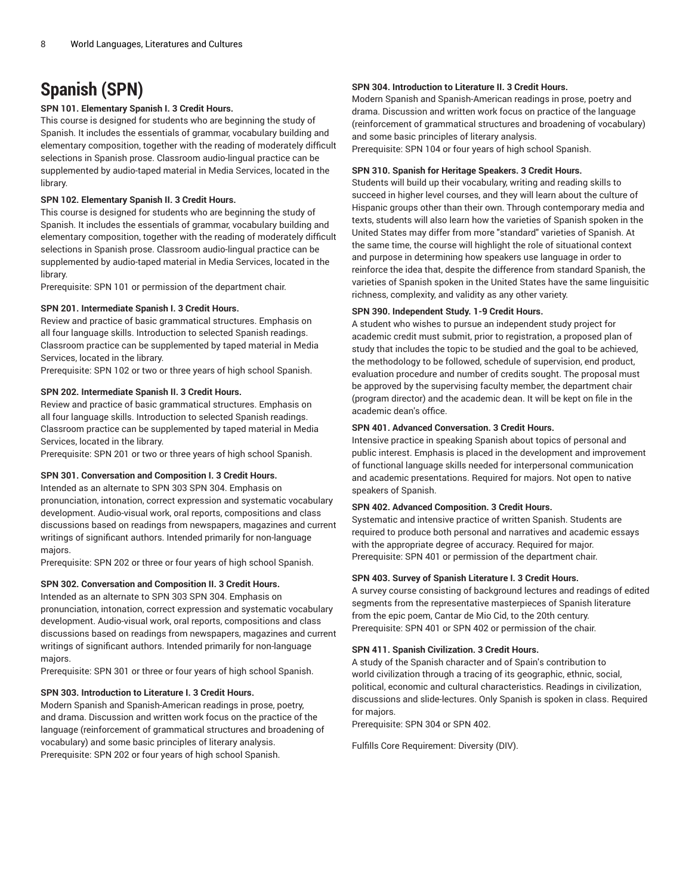# Spanish (SPN)

**SPN 101. Elementary Spanish I. 3 Credit Hours.**

This course is designed for students who are beginning the study of Spanish. It includes the essentials of grammar, vocabulary building and elementary composition, together with the reading of moderately difficult selections in Spanish prose. Classroom audio-lingual practice can be supplemented by audio-taped material in Media Services, located in the library.

**SPN 102. Elementary Spanish II. 3 Credit Hours.**

This course is designed for students who are beginning the study of Spanish. It includes the essentials of grammar, vocabulary building and elementary composition, together with the reading of moderately difficult selections in Spanish prose. Classroom audio-lingual practice can be supplemented by audio-taped material in Media Services, located in the library.

Prerequisite: SPN 101 or permission of the department chair.

**SPN 201. Intermediate Spanish I. 3 Credit Hours.**

Review and practice of basic grammatical structures. Emphasis on all four language skills. Introduction to selected Spanish readings. Classroom practice can be supplemented by taped material in Media Services, located in the library.

Prerequisite: SPN 102 or two or three years of high school Spanish.

**SPN 202. Intermediate Spanish II. 3 Credit Hours.**

Review and practice of basic grammatical structures. Emphasis on all four language skills. Introduction to selected Spanish readings. Classroom practice can be supplemented by taped material in Media Services, located in the library.

Prerequisite: SPN 201 or two or three years of high school Spanish.

**SPN 301. Conversation and Composition I. 3 Credit Hours.**

Intended as an alternate to SPN 303 SPN 304. Emphasis on pronunciation, intonation, correct expression and systematic vocabulary development. Audio-visual work, oral reports, compositions and class discussions based on readings from newspapers, magazines and current writings of significant authors. Intended primarily for non-language majors.

Prerequisite: SPN 202 or three or four years of high school Spanish.

**SPN 302. Conversation and Composition II. 3 Credit Hours.**

Intended as an alternate to SPN 303 SPN 304. Emphasis on pronunciation, intonation, correct expression and systematic vocabulary development. Audio-visual work, oral reports, compositions and class discussions based on readings from newspapers, magazines and current writings of significant authors. Intended primarily for non-language majors.

Prerequisite: SPN 301 or three or four years of high school Spanish.

**SPN 303. Introduction to Literature I. 3 Credit Hours.**

Modern Spanish and Spanish-American readings in prose, poetry, and drama. Discussion and written work focus on the practice of the language (reinforcement of grammatical structures and broadening of vocabulary) and some basic principles of literary analysis.

Prerequisite: SPN 202 or four years of high school Spanish.

**SPN 304. Introduction to Literature II. 3 Credit Hours.**

Modern Spanish and Spanish-American readings in prose, poetry and drama. Discussion and written work focus on practice of the language (reinforcement of grammatical structures and broadening of vocabulary) and some basic principles of literary analysis.

Prerequisite: SPN 104 or four years of high school Spanish.

**SPN 310. Spanish for Heritage Speakers. 3 Credit Hours.**

Students will build up their vocabulary, writing and reading skills to succeed in higher level courses, and they will learn about the culture of Hispanic groups other than their own. Through contemporary media and texts, students will also learn how the varieties of Spanish spoken in the United States may differ from more "standard" varieties of Spanish. At the same time, the course will highlight the role of situational context and purpose in determining how speakers use language in order to reinforce the idea that, despite the difference from standard Spanish, the varieties of Spanish spoken in the United States have the same linguisitic richness, complexity, and validity as any other variety.

**SPN 390. Independent Study. 1-9 Credit Hours.**

A student who wishes to pursue an independent study project for academic credit must submit, prior to registration, a proposed plan of study that includes the topic to be studied and the goal to be achieved, the methodology to be followed, schedule of supervision, end product, evaluation procedure and number of credits sought. The proposal must be approved by the supervising faculty member, the department chair (program director) and the academic dean. It will be kept on file in the academic dean's office.

**SPN 401. Advanced Conversation. 3 Credit Hours.**

Intensive practice in speaking Spanish about topics of personal and public interest. Emphasis is placed in the development and improvement of functional language skills needed for interpersonal communication and academic presentations. Required for majors. Not open to native speakers of Spanish.

**SPN 402. Advanced Composition. 3 Credit Hours.**

Systematic and intensive practice of written Spanish. Students are required to produce both personal and narratives and academic essays with the appropriate degree of accuracy. Required for major.

Prerequisite: SPN 401 or permission of the department chair.

**SPN 403. Survey of Spanish Literature I. 3 Credit Hours.**

A survey course consisting of background lectures and readings of edited segments from the representative masterpieces of Spanish literature from the epic poem, Cantar de Mio Cid, to the 20th century.

Prerequisite: SPN 401 or SPN 402 or permission of the chair.

**SPN 411. Spanish Civilization. 3 Credit Hours.**

A study of the Spanish character and of Spain's contribution to world civilization through a tracing of its geographic, ethnic, social, political, economic and cultural characteristics. Readings in civilization, discussions and slide-lectures. Only Spanish is spoken in class. Required for majors.

Prerequisite: SPN 304 or SPN 402.

Fulfills Core Requirement: Diversity (DIV).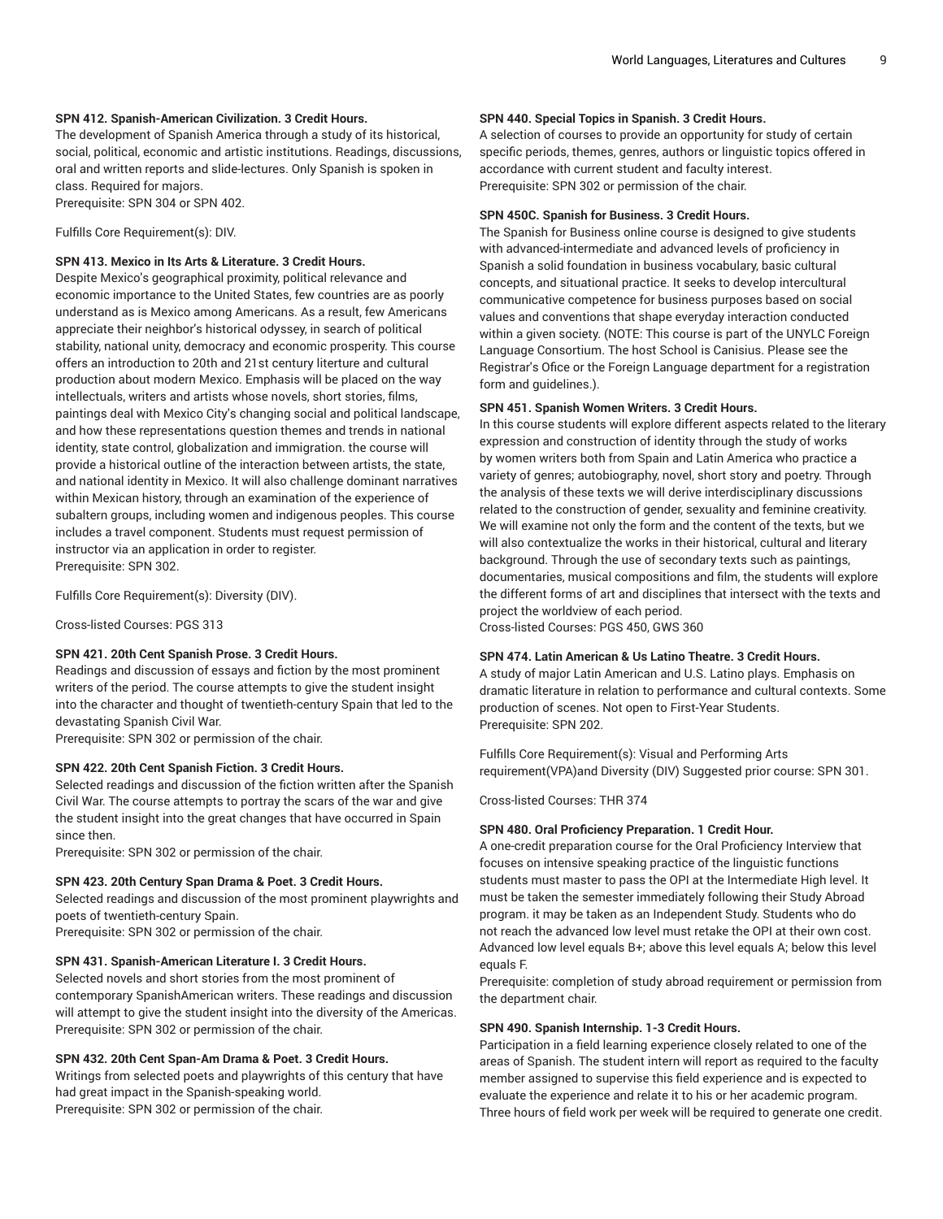**SPN 412. Spanish-American Civilization. 3 Credit Hours.**
The development of Spanish America through a study of its historical, social, political, economic and artistic institutions. Readings, discussions, oral and written reports and slide-lectures. Only Spanish is spoken in class. Required for majors.
Prerequisite: SPN 304 or SPN 402.

Fulfills Core Requirement(s): DIV.

**SPN 413. Mexico in Its Arts & Literature. 3 Credit Hours.**
Despite Mexico's geographical proximity, political relevance and economic importance to the United States, few countries are as poorly understand as is Mexico among Americans. As a result, few Americans appreciate their neighbor's historical odyssey, in search of political stability, national unity, democracy and economic prosperity. This course offers an introduction to 20th and 21st century literture and cultural production about modern Mexico. Emphasis will be placed on the way intellectuals, writers and artists whose novels, short stories, films, paintings deal with Mexico City's changing social and political landscape, and how these representations question themes and trends in national identity, state control, globalization and immigration. the course will provide a historical outline of the interaction between artists, the state, and national identity in Mexico. It will also challenge dominant narratives within Mexican history, through an examination of the experience of subaltern groups, including women and indigenous peoples. This course includes a travel component. Students must request permission of instructor via an application in order to register.
Prerequisite: SPN 302.

Fulfills Core Requirement(s): Diversity (DIV).

Cross-listed Courses: PGS 313

**SPN 421. 20th Cent Spanish Prose. 3 Credit Hours.**
Readings and discussion of essays and fiction by the most prominent writers of the period. The course attempts to give the student insight into the character and thought of twentieth-century Spain that led to the devastating Spanish Civil War.
Prerequisite: SPN 302 or permission of the chair.

**SPN 422. 20th Cent Spanish Fiction. 3 Credit Hours.**
Selected readings and discussion of the fiction written after the Spanish Civil War. The course attempts to portray the scars of the war and give the student insight into the great changes that have occurred in Spain since then.
Prerequisite: SPN 302 or permission of the chair.

**SPN 423. 20th Century Span Drama & Poet. 3 Credit Hours.**
Selected readings and discussion of the most prominent playwrights and poets of twentieth-century Spain.
Prerequisite: SPN 302 or permission of the chair.

**SPN 431. Spanish-American Literature I. 3 Credit Hours.**
Selected novels and short stories from the most prominent of contemporary SpanishAmerican writers. These readings and discussion will attempt to give the student insight into the diversity of the Americas.
Prerequisite: SPN 302 or permission of the chair.

**SPN 432. 20th Cent Span-Am Drama & Poet. 3 Credit Hours.**
Writings from selected poets and playwrights of this century that have had great impact in the Spanish-speaking world.
Prerequisite: SPN 302 or permission of the chair.

**SPN 440. Special Topics in Spanish. 3 Credit Hours.**
A selection of courses to provide an opportunity for study of certain specific periods, themes, genres, authors or linguistic topics offered in accordance with current student and faculty interest.
Prerequisite: SPN 302 or permission of the chair.

**SPN 450C. Spanish for Business. 3 Credit Hours.**
The Spanish for Business online course is designed to give students with advanced-intermediate and advanced levels of proficiency in Spanish a solid foundation in business vocabulary, basic cultural concepts, and situational practice. It seeks to develop intercultural communicative competence for business purposes based on social values and conventions that shape everyday interaction conducted within a given society. (NOTE: This course is part of the UNYLC Foreign Language Consortium. The host School is Canisius. Please see the Registrar's Ofice or the Foreign Language department for a registration form and guidelines.).

**SPN 451. Spanish Women Writers. 3 Credit Hours.**
In this course students will explore different aspects related to the literary expression and construction of identity through the study of works by women writers both from Spain and Latin America who practice a variety of genres; autobiography, novel, short story and poetry. Through the analysis of these texts we will derive interdisciplinary discussions related to the construction of gender, sexuality and feminine creativity. We will examine not only the form and the content of the texts, but we will also contextualize the works in their historical, cultural and literary background. Through the use of secondary texts such as paintings, documentaries, musical compositions and film, the students will explore the different forms of art and disciplines that intersect with the texts and project the worldview of each period.
Cross-listed Courses: PGS 450, GWS 360

**SPN 474. Latin American & Us Latino Theatre. 3 Credit Hours.**
A study of major Latin American and U.S. Latino plays. Emphasis on dramatic literature in relation to performance and cultural contexts. Some production of scenes. Not open to First-Year Students.
Prerequisite: SPN 202.

Fulfills Core Requirement(s): Visual and Performing Arts requirement(VPA)and Diversity (DIV) Suggested prior course: SPN 301.

Cross-listed Courses: THR 374

**SPN 480. Oral Proficiency Preparation. 1 Credit Hour.**
A one-credit preparation course for the Oral Proficiency Interview that focuses on intensive speaking practice of the linguistic functions students must master to pass the OPI at the Intermediate High level. It must be taken the semester immediately following their Study Abroad program. it may be taken as an Independent Study. Students who do not reach the advanced low level must retake the OPI at their own cost. Advanced low level equals B+; above this level equals A; below this level equals F.
Prerequisite: completion of study abroad requirement or permission from the department chair.

**SPN 490. Spanish Internship. 1-3 Credit Hours.**
Participation in a field learning experience closely related to one of the areas of Spanish. The student intern will report as required to the faculty member assigned to supervise this field experience and is expected to evaluate the experience and relate it to his or her academic program. Three hours of field work per week will be required to generate one credit.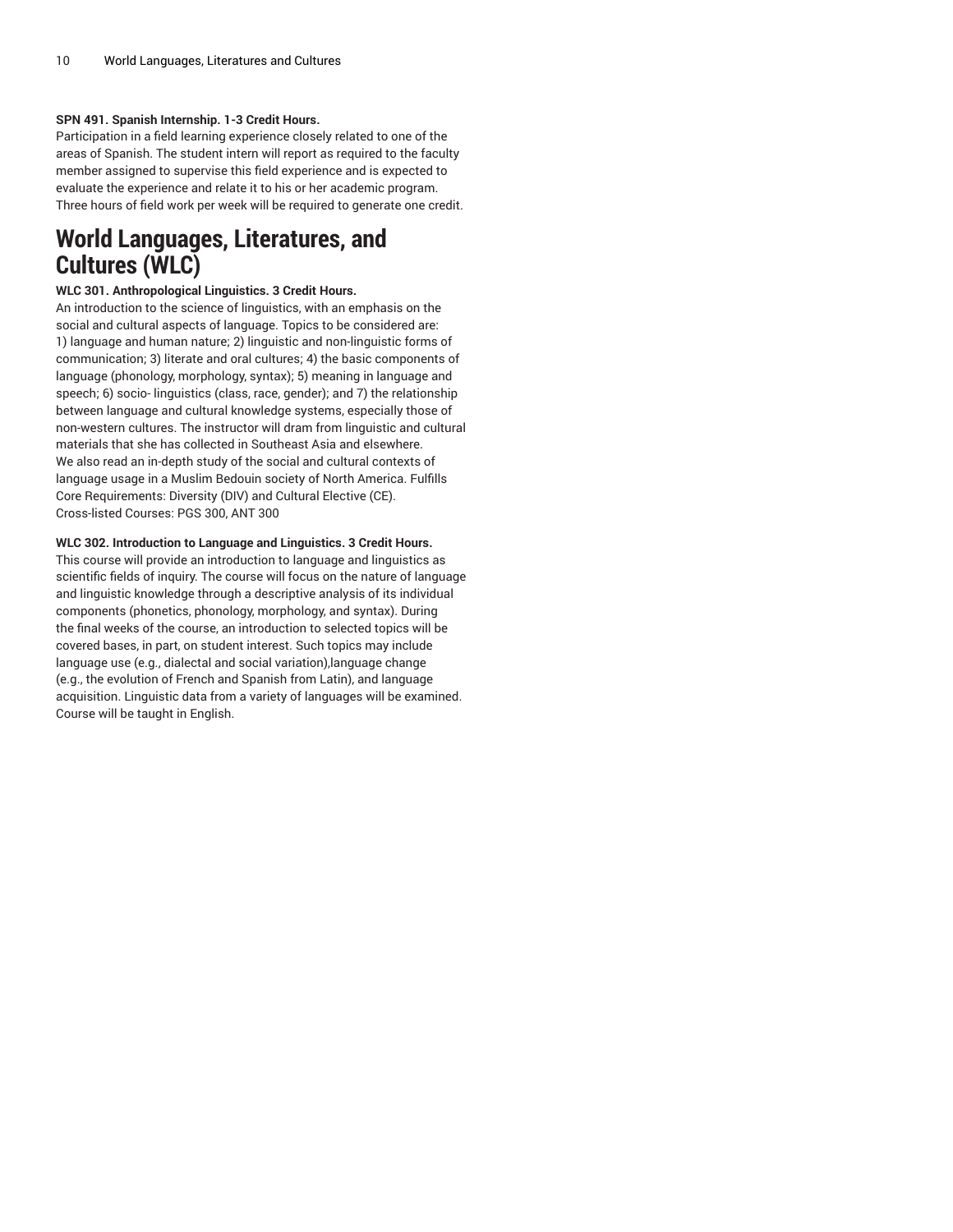**SPN 491. Spanish Internship. 1-3 Credit Hours.**
Participation in a field learning experience closely related to one of the areas of Spanish. The student intern will report as required to the faculty member assigned to supervise this field experience and is expected to evaluate the experience and relate it to his or her academic program. Three hours of field work per week will be required to generate one credit.

# World Languages, Literatures, and Cultures (WLC)

**WLC 301. Anthropological Linguistics. 3 Credit Hours.**
An introduction to the science of linguistics, with an emphasis on the social and cultural aspects of language. Topics to be considered are: 1) language and human nature; 2) linguistic and non-linguistic forms of communication; 3) literate and oral cultures; 4) the basic components of language (phonology, morphology, syntax); 5) meaning in language and speech; 6) socio- linguistics (class, race, gender); and 7) the relationship between language and cultural knowledge systems, especially those of non-western cultures. The instructor will dram from linguistic and cultural materials that she has collected in Southeast Asia and elsewhere. We also read an in-depth study of the social and cultural contexts of language usage in a Muslim Bedouin society of North America. Fulfills Core Requirements: Diversity (DIV) and Cultural Elective (CE).
Cross-listed Courses: PGS 300, ANT 300

**WLC 302. Introduction to Language and Linguistics. 3 Credit Hours.**
This course will provide an introduction to language and linguistics as scientific fields of inquiry. The course will focus on the nature of language and linguistic knowledge through a descriptive analysis of its individual components (phonetics, phonology, morphology, and syntax). During the final weeks of the course, an introduction to selected topics will be covered bases, in part, on student interest. Such topics may include language use (e.g., dialectal and social variation),language change (e.g., the evolution of French and Spanish from Latin), and language acquisition. Linguistic data from a variety of languages will be examined. Course will be taught in English.